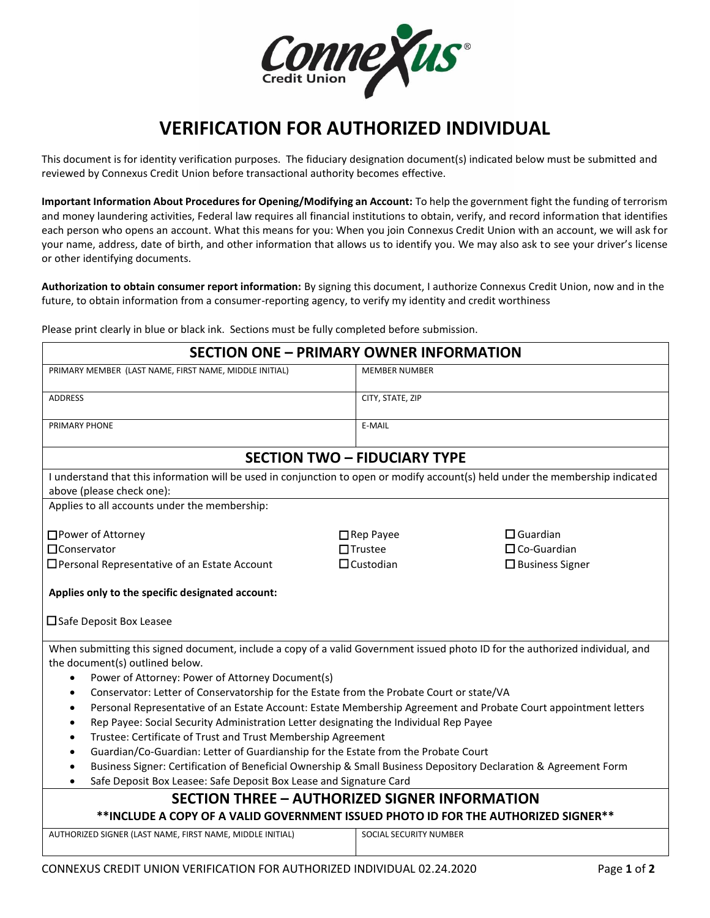# VERIFICATION FOR AUTHORIZED INDIVIDUAL

This document is for identity verification purposes. The fiduciary designation document(s) indicated below must be submitted and reviewed by Connexus Credit Union before transactional authority becomes effective.

**Important Information About Procedures for Opening/Modifying an Account:** To help the government fight the funding of terrorism and money laundering activities, Federal law requires all financial institutions to obtain, verify, and record information that identifies each person who opens an account. What this means for you: When you join Connexus Credit Union with an account, we will ask for your name, address, date of birth, and other information that allows us to identify you. We may also ask to see your driver's license or other identifying documents.

**Authorization to obtain consumer report information:** By signing this document, I authorize Connexus Credit Union, now and in the future, to obtain information from a consumer-reporting agency, to verify my identity and credit worthiness

Please print clearly in blue or black ink. Sections must be fully completed before submission.

## SECTION ONE – PRIMARY OWNER INFORMATION

| PRIMARY MEMBER (LAST NAME, FIRST NAME, MIDDLE INITIAL) | MEMBER NUMBER |
|---|---|
| ADDRESS | CITY, STATE, ZIP |
| PRIMARY PHONE | E-MAIL |

## SECTION TWO – FIDUCIARY TYPE

I understand that this information will be used in conjunction to open or modify account(s) held under the membership indicated above (please check one):

Applies to all accounts under the membership:

| | | |
|---|---|---|
| ☐ Power of Attorney | ☐ Rep Payee | ☐ Guardian |
| ☐ Conservator | ☐ Trustee | ☐ Co-Guardian |
| ☐ Personal Representative of an Estate Account | ☐ Custodian | ☐ Business Signer |

**Applies only to the specific designated account:**

☐ Safe Deposit Box Leasee

When submitting this signed document, include a copy of a valid Government issued photo ID for the authorized individual, and the document(s) outlined below.

- Power of Attorney: Power of Attorney Document(s)
- Conservator: Letter of Conservatorship for the Estate from the Probate Court or state/VA
- Personal Representative of an Estate Account: Estate Membership Agreement and Probate Court appointment letters
- Rep Payee: Social Security Administration Letter designating the Individual Rep Payee
- Trustee: Certificate of Trust and Trust Membership Agreement
- Guardian/Co-Guardian: Letter of Guardianship for the Estate from the Probate Court
- Business Signer: Certification of Beneficial Ownership & Small Business Depository Declaration & Agreement Form
- Safe Deposit Box Leasee: Safe Deposit Box Lease and Signature Card

## SECTION THREE – AUTHORIZED SIGNER INFORMATION

**\*\*INCLUDE A COPY OF A VALID GOVERNMENT ISSUED PHOTO ID FOR THE AUTHORIZED SIGNER\*\***

| AUTHORIZED SIGNER (LAST NAME, FIRST NAME, MIDDLE INITIAL) | SOCIAL SECURITY NUMBER |
|---|---|
| | |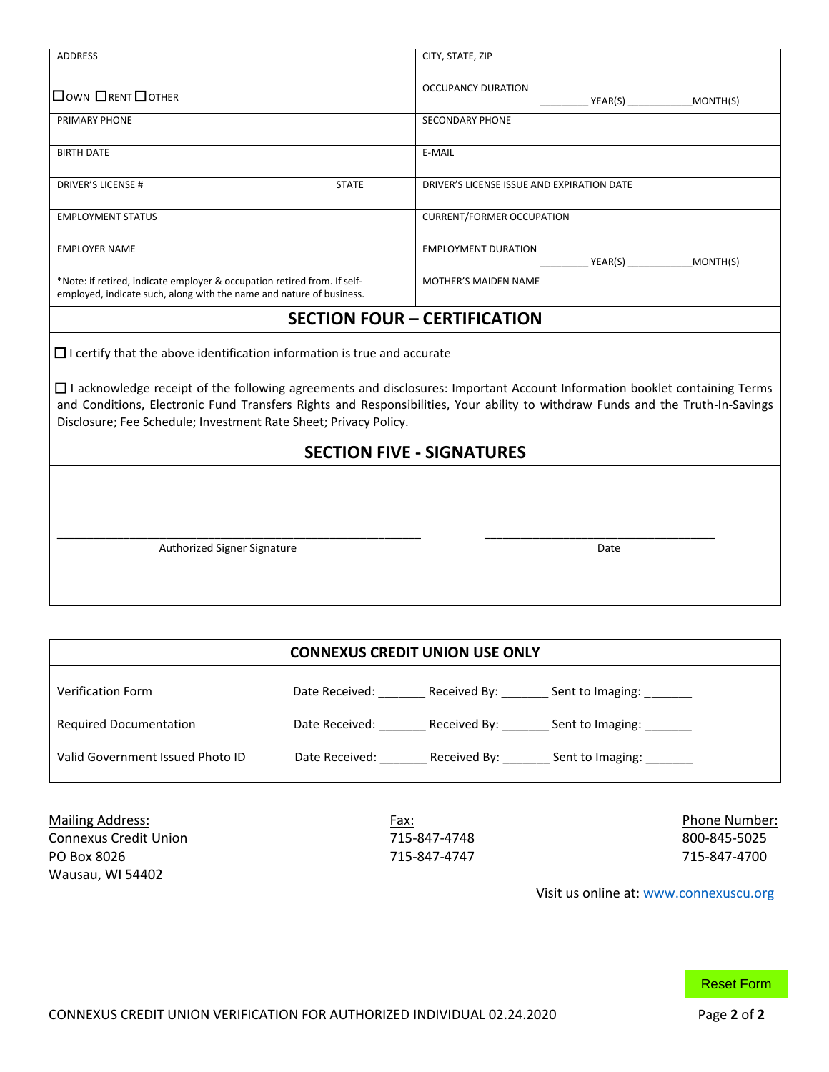| | |
|---|---|
| ADDRESS | CITY, STATE, ZIP |
| ☐ OWN ☐ RENT ☐ OTHER | OCCUPANCY DURATION ________ YEAR(S) ___________MONTH(S) |
| PRIMARY PHONE | SECONDARY PHONE |
| BIRTH DATE | E-MAIL |
| DRIVER'S LICENSE # STATE | DRIVER'S LICENSE ISSUE AND EXPIRATION DATE |
| EMPLOYMENT STATUS | CURRENT/FORMER OCCUPATION |
| EMPLOYER NAME | EMPLOYMENT DURATION ________ YEAR(S) ___________MONTH(S) |
| *Note: if retired, indicate employer & occupation retired from. If self-employed, indicate such, along with the name and nature of business. | MOTHER'S MAIDEN NAME |

## SECTION FOUR – CERTIFICATION

☐ I certify that the above identification information is true and accurate

☐ I acknowledge receipt of the following agreements and disclosures: Important Account Information booklet containing Terms and Conditions, Electronic Fund Transfers Rights and Responsibilities, Your ability to withdraw Funds and the Truth-In-Savings Disclosure; Fee Schedule; Investment Rate Sheet; Privacy Policy.

## SECTION FIVE - SIGNATURES

___________________________________________________________ Authorized Signer Signature

_____________________________________ Date

## CONNEXUS CREDIT UNION USE ONLY

| | | | |
|---|---|---|---|
| Verification Form | Date Received: _______ | Received By: _______ | Sent to Imaging: _______ |
| Required Documentation | Date Received: _______ | Received By: _______ | Sent to Imaging: _______ |
| Valid Government Issued Photo ID | Date Received: _______ | Received By: _______ | Sent to Imaging: _______ |

Mailing Address:
Connexus Credit Union
PO Box 8026
Wausau, WI 54402

Fax:
715-847-4748
715-847-4747

Phone Number:
800-845-5025
715-847-4700

Visit us online at: www.connexuscu.org

Reset Form

CONNEXUS CREDIT UNION VERIFICATION FOR AUTHORIZED INDIVIDUAL 02.24.2020